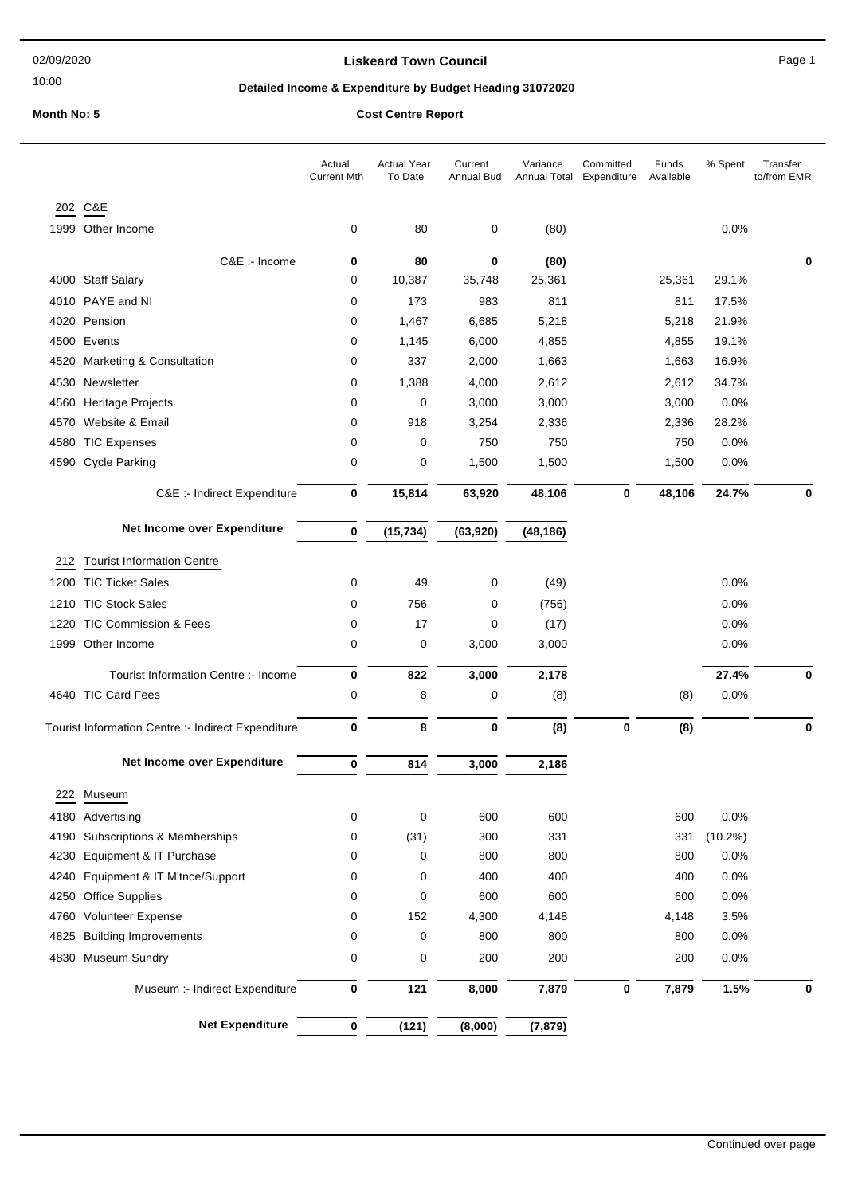02/09/2020

10:00

# Liskeard Town Council

## Detailed Income & Expenditure by Budget Heading 31072020

**Month No: 5** **Cost Centre Report**

| | | Actual Current Mth | Actual Year To Date | Current Annual Bud | Variance Annual Total | Committed Expenditure | Funds Available | % Spent | Transfer to/from EMR |
|---|---|---|---|---|---|---|---|---|---|
| 202 | C&E | | | | | | | | |
| 1999 | Other Income | 0 | 80 | 0 | (80) | | | 0.0% | |
| | C&E :- Income | **0** | **80** | **0** | **(80)** | | | | **0** |
| 4000 | Staff Salary | 0 | 10,387 | 35,748 | 25,361 | | 25,361 | 29.1% | |
| 4010 | PAYE and NI | 0 | 173 | 983 | 811 | | 811 | 17.5% | |
| 4020 | Pension | 0 | 1,467 | 6,685 | 5,218 | | 5,218 | 21.9% | |
| 4500 | Events | 0 | 1,145 | 6,000 | 4,855 | | 4,855 | 19.1% | |
| 4520 | Marketing & Consultation | 0 | 337 | 2,000 | 1,663 | | 1,663 | 16.9% | |
| 4530 | Newsletter | 0 | 1,388 | 4,000 | 2,612 | | 2,612 | 34.7% | |
| 4560 | Heritage Projects | 0 | 0 | 3,000 | 3,000 | | 3,000 | 0.0% | |
| 4570 | Website & Email | 0 | 918 | 3,254 | 2,336 | | 2,336 | 28.2% | |
| 4580 | TIC Expenses | 0 | 0 | 750 | 750 | | 750 | 0.0% | |
| 4590 | Cycle Parking | 0 | 0 | 1,500 | 1,500 | | 1,500 | 0.0% | |
| | C&E :- Indirect Expenditure | **0** | **15,814** | **63,920** | **48,106** | **0** | **48,106** | **24.7%** | **0** |
| | **Net Income over Expenditure** | **0** | **(15,734)** | **(63,920)** | **(48,186)** | | | | |
| 212 | Tourist Information Centre | | | | | | | | |
| 1200 | TIC Ticket Sales | 0 | 49 | 0 | (49) | | | 0.0% | |
| 1210 | TIC Stock Sales | 0 | 756 | 0 | (756) | | | 0.0% | |
| 1220 | TIC Commission & Fees | 0 | 17 | 0 | (17) | | | 0.0% | |
| 1999 | Other Income | 0 | 0 | 3,000 | 3,000 | | | 0.0% | |
| | Tourist Information Centre :- Income | **0** | **822** | **3,000** | **2,178** | | | **27.4%** | **0** |
| 4640 | TIC Card Fees | 0 | 8 | 0 | (8) | | (8) | 0.0% | |
| | Tourist Information Centre :- Indirect Expenditure | **0** | **8** | **0** | **(8)** | **0** | **(8)** | | **0** |
| | **Net Income over Expenditure** | **0** | **814** | **3,000** | **2,186** | | | | |
| 222 | Museum | | | | | | | | |
| 4180 | Advertising | 0 | 0 | 600 | 600 | | 600 | 0.0% | |
| 4190 | Subscriptions & Memberships | 0 | (31) | 300 | 331 | | 331 | (10.2%) | |
| 4230 | Equipment & IT Purchase | 0 | 0 | 800 | 800 | | 800 | 0.0% | |
| 4240 | Equipment & IT M'tnce/Support | 0 | 0 | 400 | 400 | | 400 | 0.0% | |
| 4250 | Office Supplies | 0 | 0 | 600 | 600 | | 600 | 0.0% | |
| 4760 | Volunteer Expense | 0 | 152 | 4,300 | 4,148 | | 4,148 | 3.5% | |
| 4825 | Building Improvements | 0 | 0 | 800 | 800 | | 800 | 0.0% | |
| 4830 | Museum Sundry | 0 | 0 | 200 | 200 | | 200 | 0.0% | |
| | Museum :- Indirect Expenditure | **0** | **121** | **8,000** | **7,879** | **0** | **7,879** | **1.5%** | **0** |
| | **Net Expenditure** | **0** | **(121)** | **(8,000)** | **(7,879)** | | | | |

Continued over page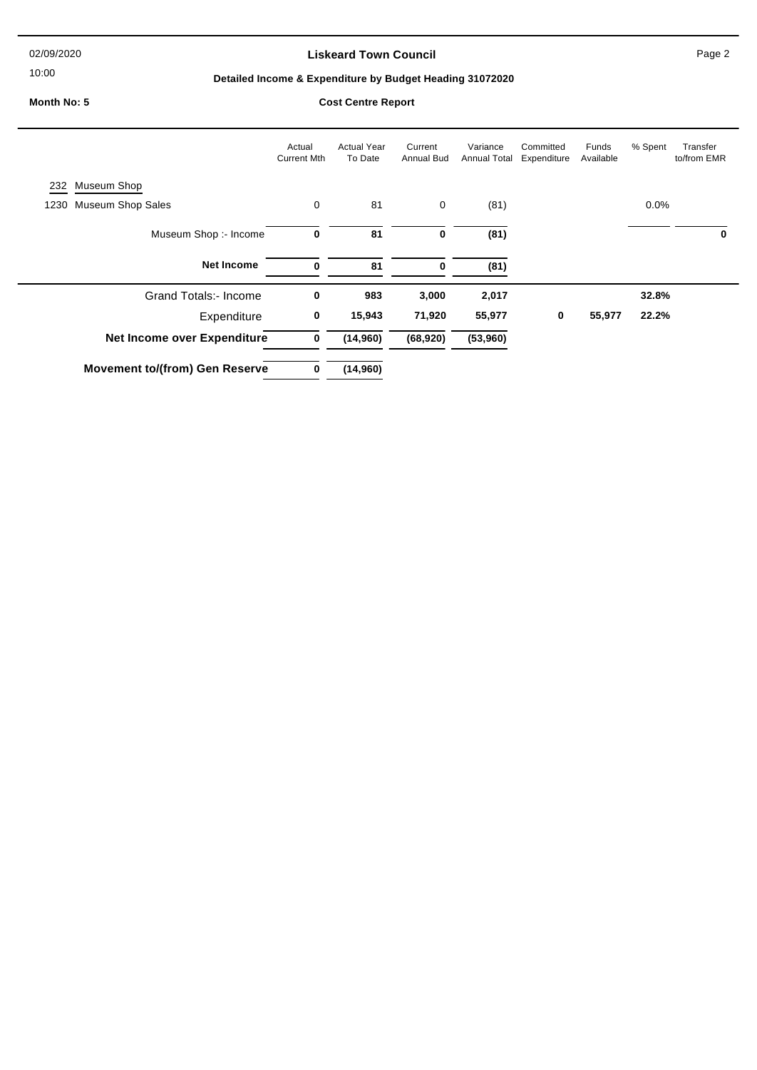**Liskeard Town Council**

**Detailed Income & Expenditure by Budget Heading 31072020**

**Month No: 5**

**Cost Centre Report**

| | Actual Current Mth | Actual Year To Date | Current Annual Bud | Variance Annual Total | Committed Expenditure | Funds Available | % Spent | Transfer to/from EMR |
|---|---|---|---|---|---|---|---|---|
| 232 Museum Shop | | | | | | | | |
| 1230 Museum Shop Sales | 0 | 81 | 0 | (81) | | | 0.0% | |
| Museum Shop :- Income | **0** | **81** | **0** | **(81)** | | | | **0** |
| **Net Income** | **0** | **81** | **0** | **(81)** | | | | |
| Grand Totals:- Income | **0** | **983** | **3,000** | **2,017** | | | **32.8%** | |
| Expenditure | **0** | **15,943** | **71,920** | **55,977** | **0** | **55,977** | **22.2%** | |
| **Net Income over Expenditure** | **0** | **(14,960)** | **(68,920)** | **(53,960)** | | | | |
| **Movement to/(from) Gen Reserve** | **0** | **(14,960)** | | | | | | |